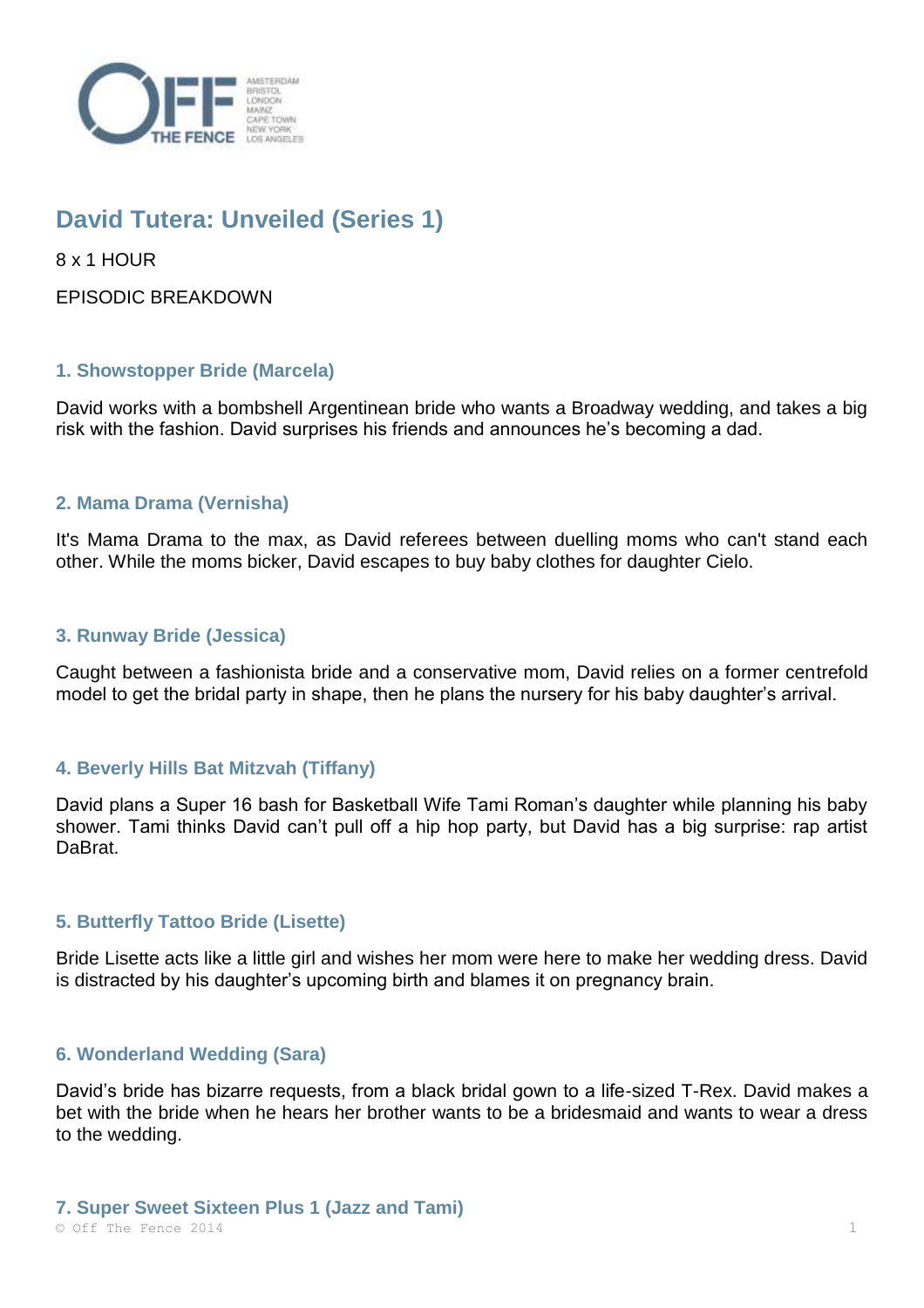# David Tutera: Unveiled (Series 1)

8 x 1 HOUR

EPISODIC BREAKDOWN

## 1. Showstopper Bride (Marcela)

David works with a bombshell Argentinean bride who wants a Broadway wedding, and takes a big risk with the fashion. David surprises his friends and announces he's becoming a dad.

## 2. Mama Drama (Vernisha)

It's Mama Drama to the max, as David referees between duelling moms who can't stand each other. While the moms bicker, David escapes to buy baby clothes for daughter Cielo.

## 3. Runway Bride (Jessica)

Caught between a fashionista bride and a conservative mom, David relies on a former centrefold model to get the bridal party in shape, then he plans the nursery for his baby daughter's arrival.

## 4. Beverly Hills Bat Mitzvah (Tiffany)

David plans a Super 16 bash for Basketball Wife Tami Roman's daughter while planning his baby shower. Tami thinks David can't pull off a hip hop party, but David has a big surprise: rap artist DaBrat.

## 5. Butterfly Tattoo Bride (Lisette)

Bride Lisette acts like a little girl and wishes her mom were here to make her wedding dress. David is distracted by his daughter's upcoming birth and blames it on pregnancy brain.

## 6. Wonderland Wedding (Sara)

David's bride has bizarre requests, from a black bridal gown to a life-sized T-Rex. David makes a bet with the bride when he hears her brother wants to be a bridesmaid and wants to wear a dress to the wedding.

## 7. Super Sweet Sixteen Plus 1 (Jazz and Tami)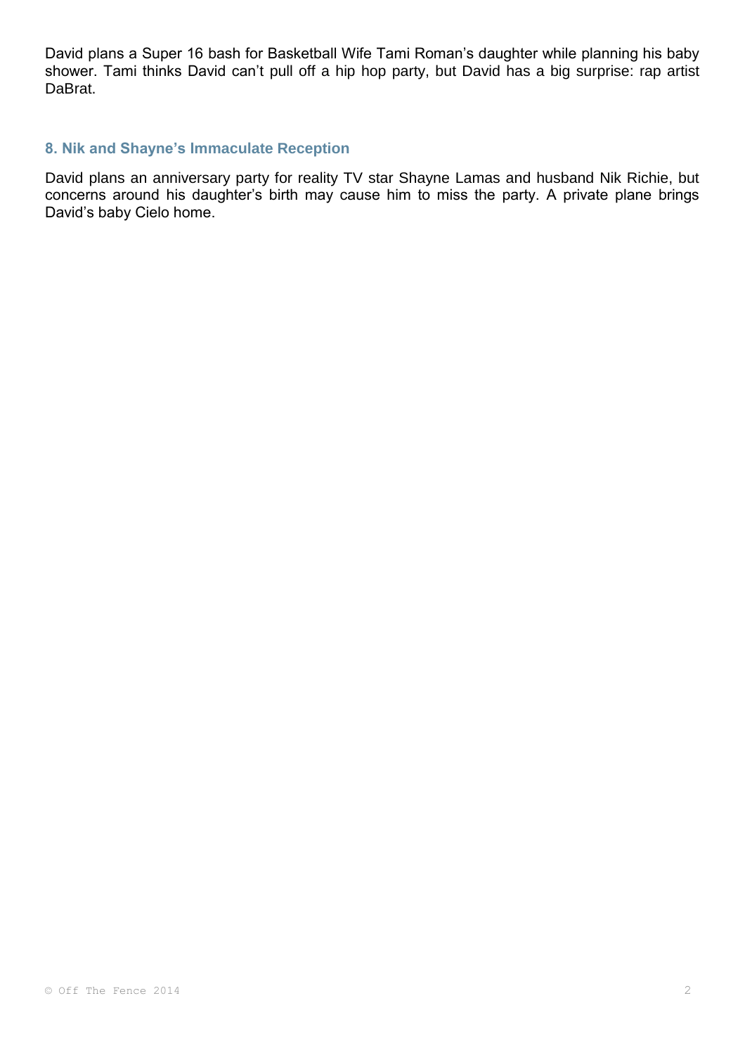David plans a Super 16 bash for Basketball Wife Tami Roman's daughter while planning his baby shower. Tami thinks David can't pull off a hip hop party, but David has a big surprise: rap artist DaBrat.

### 8. Nik and Shayne's Immaculate Reception

David plans an anniversary party for reality TV star Shayne Lamas and husband Nik Richie, but concerns around his daughter's birth may cause him to miss the party. A private plane brings David's baby Cielo home.